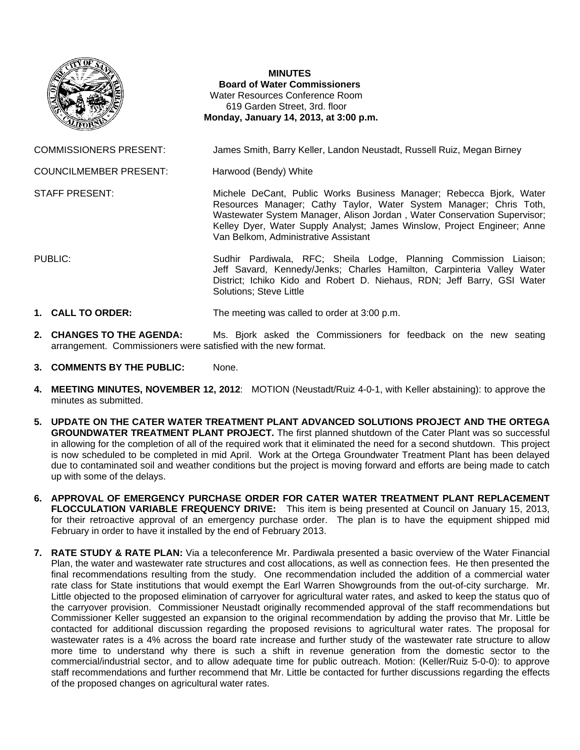# MINUTES

**Board of Water Commissioners**
Water Resources Conference Room
619 Garden Street, 3rd. floor
**Monday, January 14, 2013, at 3:00 p.m.**

COMMISSIONERS PRESENT: James Smith, Barry Keller, Landon Neustadt, Russell Ruiz, Megan Birney

COUNCILMEMBER PRESENT: Harwood (Bendy) White

STAFF PRESENT: Michele DeCant, Public Works Business Manager; Rebecca Bjork, Water Resources Manager; Cathy Taylor, Water System Manager; Chris Toth, Wastewater System Manager, Alison Jordan , Water Conservation Supervisor; Kelley Dyer, Water Supply Analyst; James Winslow, Project Engineer; Anne Van Belkom, Administrative Assistant

PUBLIC: Sudhir Pardiwala, RFC; Sheila Lodge, Planning Commission Liaison; Jeff Savard, Kennedy/Jenks; Charles Hamilton, Carpinteria Valley Water District; Ichiko Kido and Robert D. Niehaus, RDN; Jeff Barry, GSI Water Solutions; Steve Little

1. **CALL TO ORDER:** The meeting was called to order at 3:00 p.m.

2. **CHANGES TO THE AGENDA:** Ms. Bjork asked the Commissioners for feedback on the new seating arrangement. Commissioners were satisfied with the new format.

3. **COMMENTS BY THE PUBLIC:** None.

4. **MEETING MINUTES, NOVEMBER 12, 2012**: MOTION (Neustadt/Ruiz 4-0-1, with Keller abstaining): to approve the minutes as submitted.

5. **UPDATE ON THE CATER WATER TREATMENT PLANT ADVANCED SOLUTIONS PROJECT AND THE ORTEGA GROUNDWATER TREATMENT PLANT PROJECT.** The first planned shutdown of the Cater Plant was so successful in allowing for the completion of all of the required work that it eliminated the need for a second shutdown. This project is now scheduled to be completed in mid April. Work at the Ortega Groundwater Treatment Plant has been delayed due to contaminated soil and weather conditions but the project is moving forward and efforts are being made to catch up with some of the delays.

6. **APPROVAL OF EMERGENCY PURCHASE ORDER FOR CATER WATER TREATMENT PLANT REPLACEMENT FLOCCULATION VARIABLE FREQUENCY DRIVE:** This item is being presented at Council on January 15, 2013, for their retroactive approval of an emergency purchase order. The plan is to have the equipment shipped mid February in order to have it installed by the end of February 2013.

7. **RATE STUDY & RATE PLAN:** Via a teleconference Mr. Pardiwala presented a basic overview of the Water Financial Plan, the water and wastewater rate structures and cost allocations, as well as connection fees. He then presented the final recommendations resulting from the study. One recommendation included the addition of a commercial water rate class for State institutions that would exempt the Earl Warren Showgrounds from the out-of-city surcharge. Mr. Little objected to the proposed elimination of carryover for agricultural water rates, and asked to keep the status quo of the carryover provision. Commissioner Neustadt originally recommended approval of the staff recommendations but Commissioner Keller suggested an expansion to the original recommendation by adding the proviso that Mr. Little be contacted for additional discussion regarding the proposed revisions to agricultural water rates. The proposal for wastewater rates is a 4% across the board rate increase and further study of the wastewater rate structure to allow more time to understand why there is such a shift in revenue generation from the domestic sector to the commercial/industrial sector, and to allow adequate time for public outreach. Motion: (Keller/Ruiz 5-0-0): to approve staff recommendations and further recommend that Mr. Little be contacted for further discussions regarding the effects of the proposed changes on agricultural water rates.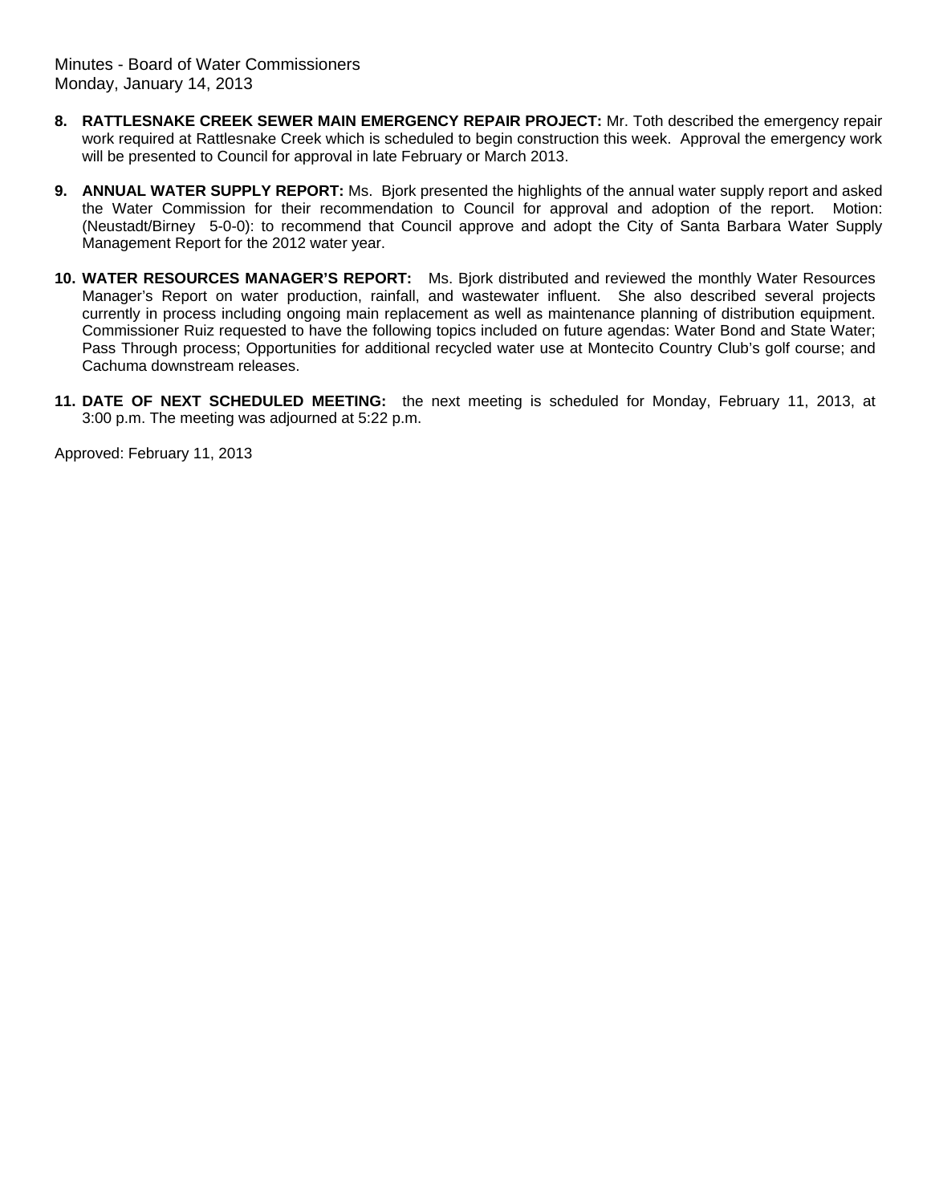8. **RATTLESNAKE CREEK SEWER MAIN EMERGENCY REPAIR PROJECT:** Mr. Toth described the emergency repair work required at Rattlesnake Creek which is scheduled to begin construction this week. Approval the emergency work will be presented to Council for approval in late February or March 2013.

9. **ANNUAL WATER SUPPLY REPORT:** Ms. Bjork presented the highlights of the annual water supply report and asked the Water Commission for their recommendation to Council for approval and adoption of the report. Motion: (Neustadt/Birney 5-0-0): to recommend that Council approve and adopt the City of Santa Barbara Water Supply Management Report for the 2012 water year.

10. **WATER RESOURCES MANAGER'S REPORT:** Ms. Bjork distributed and reviewed the monthly Water Resources Manager's Report on water production, rainfall, and wastewater influent. She also described several projects currently in process including ongoing main replacement as well as maintenance planning of distribution equipment. Commissioner Ruiz requested to have the following topics included on future agendas: Water Bond and State Water; Pass Through process; Opportunities for additional recycled water use at Montecito Country Club's golf course; and Cachuma downstream releases.

11. **DATE OF NEXT SCHEDULED MEETING:** the next meeting is scheduled for Monday, February 11, 2013, at 3:00 p.m. The meeting was adjourned at 5:22 p.m.

Approved: February 11, 2013